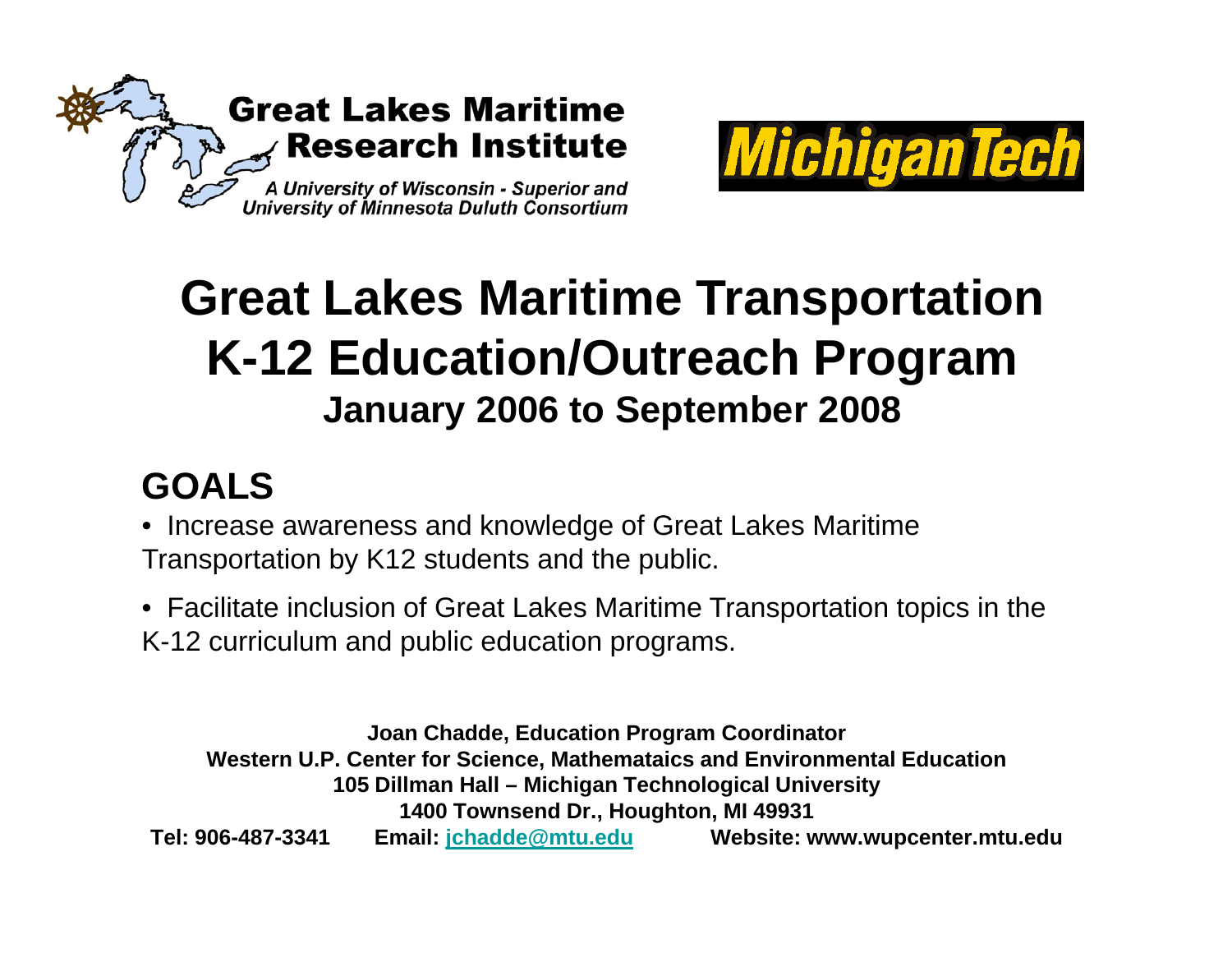Great Lakes Maritime Research Institute

*A University of Wisconsin - Superior and University of Minnesota Duluth Consortium*

Michigan Tech

# Great Lakes Maritime Transportation K-12 Education/Outreach Program

### January 2006 to September 2008

## GOALS

- Increase awareness and knowledge of Great Lakes Maritime Transportation by K12 students and the public.
- Facilitate inclusion of Great Lakes Maritime Transportation topics in the K-12 curriculum and public education programs.

**Joan Chadde, Education Program Coordinator**
**Western U.P. Center for Science, Mathemataics and Environmental Education**
**105 Dillman Hall – Michigan Technological University**
**1400 Townsend Dr., Houghton, MI 49931**
**Tel: 906-487-3341 Email: jchadde@mtu.edu Website: www.wupcenter.mtu.edu**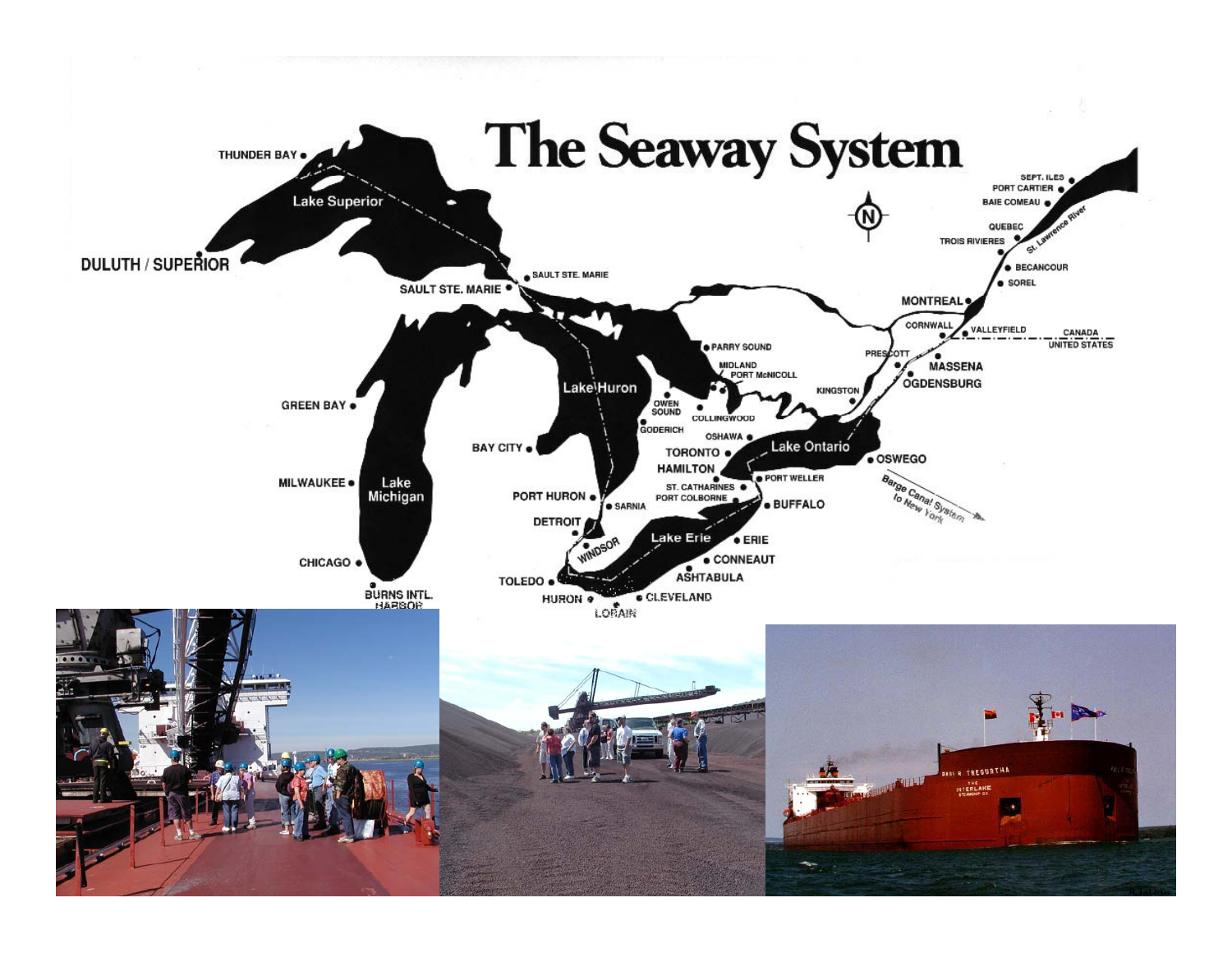# The Seaway System

THUNDER BAY

Lake Superior

DULUTH / SUPERIOR

SAULT STE. MARIE

SAULT STE. MARIE

GREEN BAY

Lake Michigan

MILWAUKEE

CHICAGO

BURNS INTL. HARBOR

Lake Huron

BAY CITY

PORT HURON

SARNIA

DETROIT

WINDSOR

TOLEDO

HURON

LORAIN

CLEVELAND

Lake Erie

ASHTABULA

CONNEAUT

ERIE

BUFFALO

PORT COLBORNE

ST. CATHARINES

PORT WELLER

HAMILTON

TORONTO

OSHAWA

Lake Ontario

OSWEGO

Barge Canal System to New York

GODERICH

OWEN SOUND

COLLINGWOOD

MIDLAND

PORT McNICOLL

PARRY SOUND

KINGSTON

PRESCOTT

OGDENSBURG

MASSENA

CORNWALL

VALLEYFIELD

CANADA

UNITED STATES

MONTREAL

SOREL

BECANCOUR

TROIS RIVIERES

QUEBEC

St. Lawrence River

BAIE COMEAU

PORT CARTIER

SEPT. ILES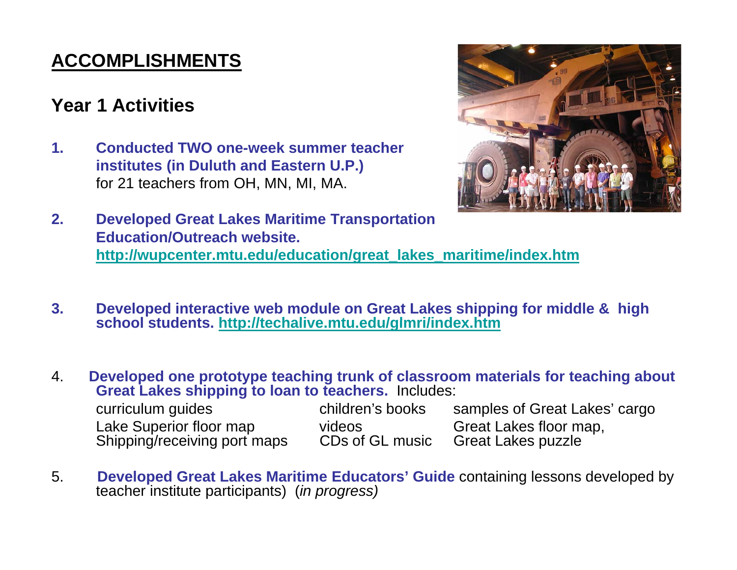# ACCOMPLISHMENTS

## Year 1 Activities

1. **Conducted TWO one-week summer teacher institutes (in Duluth and Eastern U.P.)** for 21 teachers from OH, MN, MI, MA.

2. **Developed Great Lakes Maritime Transportation Education/Outreach website.** **http://wupcenter.mtu.edu/education/great_lakes_maritime/index.htm**

3. **Developed interactive web module on Great Lakes shipping for middle & high school students. http://techalive.mtu.edu/glmri/index.htm**

4. **Developed one prototype teaching trunk of classroom materials for teaching about Great Lakes shipping to loan to teachers.** Includes:

   | | | |
   |---|---|---|
   | curriculum guides | children's books | samples of Great Lakes' cargo |
   | Lake Superior floor map | videos | Great Lakes floor map, |
   | Shipping/receiving port maps | CDs of GL music | Great Lakes puzzle |

5. **Developed Great Lakes Maritime Educators' Guide** containing lessons developed by teacher institute participants) (*in progress)*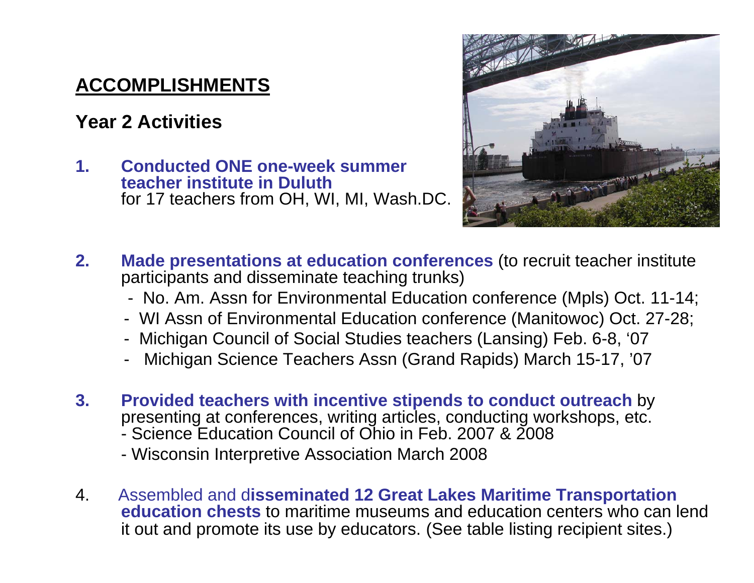## ACCOMPLISHMENTS

### Year 2 Activities

1. **Conducted ONE one-week summer teacher institute in Duluth** for 17 teachers from OH, WI, MI, Wash.DC.

2. **Made presentations at education conferences** (to recruit teacher institute participants and disseminate teaching trunks)
   - No. Am. Assn for Environmental Education conference (Mpls) Oct. 11-14;
   - WI Assn of Environmental Education conference (Manitowoc) Oct. 27-28;
   - Michigan Council of Social Studies teachers (Lansing) Feb. 6-8, '07
   - Michigan Science Teachers Assn (Grand Rapids) March 15-17, '07

3. **Provided teachers with incentive stipends to conduct outreach** by presenting at conferences, writing articles, conducting workshops, etc.
   - Science Education Council of Ohio in Feb. 2007 & 2008
   - Wisconsin Interpretive Association March 2008

4. Assembled and d**isseminated 12 Great Lakes Maritime Transportation education chests** to maritime museums and education centers who can lend it out and promote its use by educators. (See table listing recipient sites.)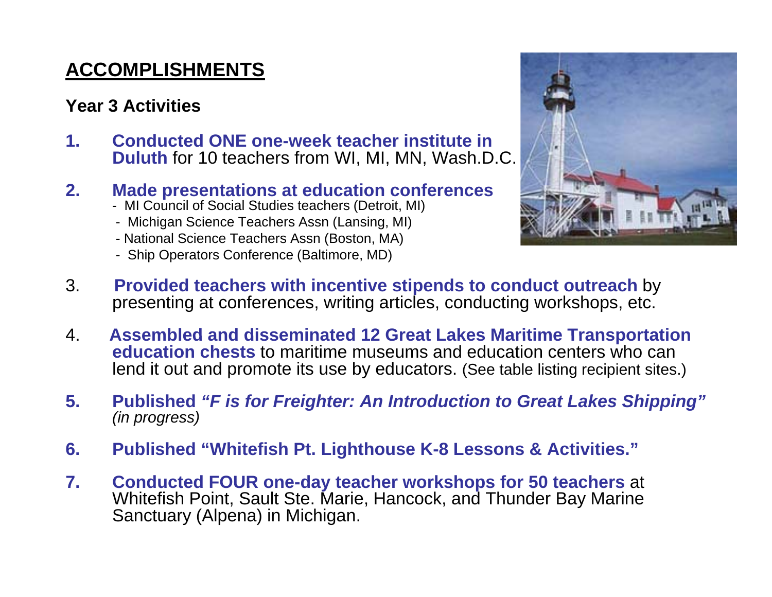# ACCOMPLISHMENTS

## Year 3 Activities

1. **Conducted ONE one-week teacher institute in Duluth** for 10 teachers from WI, MI, MN, Wash.D.C.

2. **Made presentations at education conferences**
   - MI Council of Social Studies teachers (Detroit, MI)
   - Michigan Science Teachers Assn (Lansing, MI)
   - National Science Teachers Assn (Boston, MA)
   - Ship Operators Conference (Baltimore, MD)

3. **Provided teachers with incentive stipends to conduct outreach** by presenting at conferences, writing articles, conducting workshops, etc.

4. **Assembled and disseminated 12 Great Lakes Maritime Transportation education chests** to maritime museums and education centers who can lend it out and promote its use by educators. (See table listing recipient sites.)

5. **Published *"F is for Freighter: An Introduction to Great Lakes Shipping"*** *(in progress)*

6. **Published "Whitefish Pt. Lighthouse K-8 Lessons & Activities."**

7. **Conducted FOUR one-day teacher workshops for 50 teachers** at Whitefish Point, Sault Ste. Marie, Hancock, and Thunder Bay Marine Sanctuary (Alpena) in Michigan.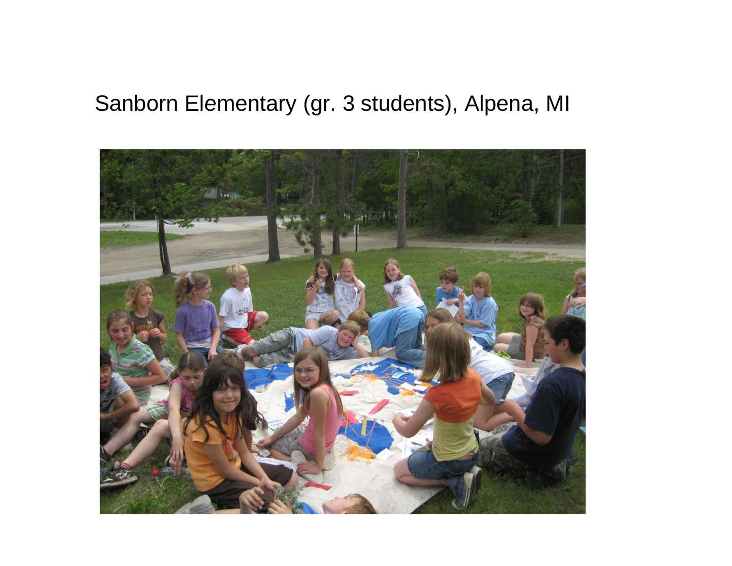Sanborn Elementary (gr. 3 students), Alpena, MI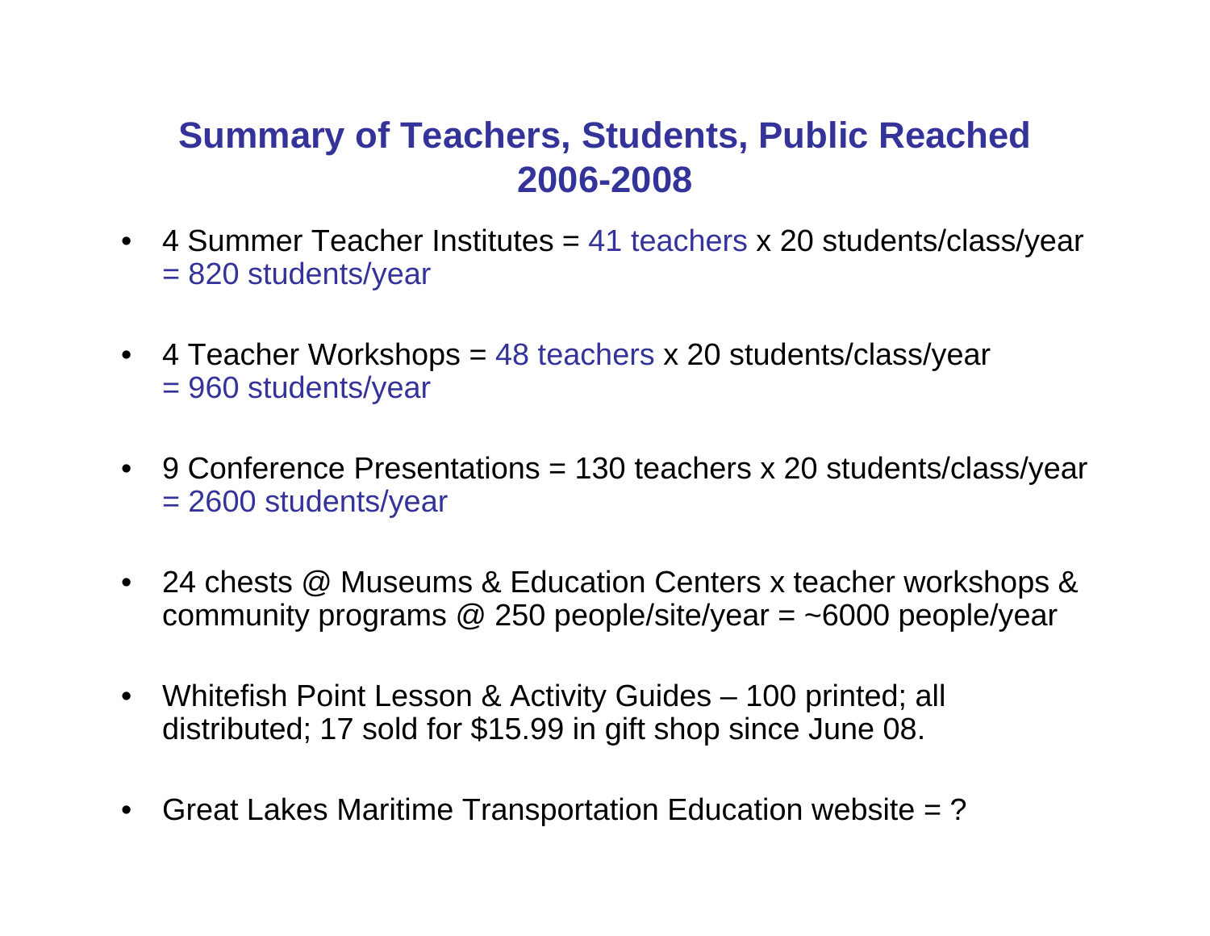# Summary of Teachers, Students, Public Reached 2006-2008

- 4 Summer Teacher Institutes = 41 teachers x 20 students/class/year = 820 students/year
- 4 Teacher Workshops = 48 teachers x 20 students/class/year = 960 students/year
- 9 Conference Presentations = 130 teachers x 20 students/class/year = 2600 students/year
- 24 chests @ Museums & Education Centers x teacher workshops & community programs @ 250 people/site/year = ~6000 people/year
- Whitefish Point Lesson & Activity Guides – 100 printed; all distributed; 17 sold for $15.99 in gift shop since June 08.
- Great Lakes Maritime Transportation Education website = ?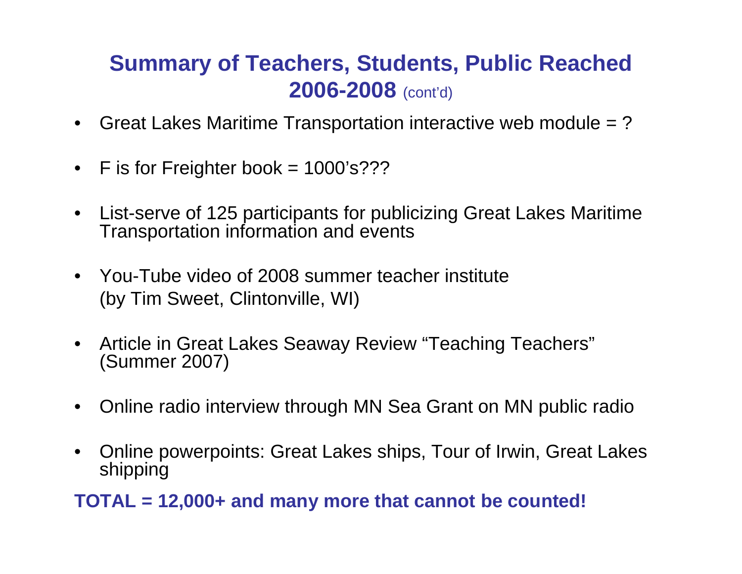## Summary of Teachers, Students, Public Reached 2006-2008 (cont'd)

- Great Lakes Maritime Transportation interactive web module = ?
- F is for Freighter book = 1000's???
- List-serve of 125 participants for publicizing Great Lakes Maritime Transportation information and events
- You-Tube video of 2008 summer teacher institute (by Tim Sweet, Clintonville, WI)
- Article in Great Lakes Seaway Review "Teaching Teachers" (Summer 2007)
- Online radio interview through MN Sea Grant on MN public radio
- Online powerpoints: Great Lakes ships, Tour of Irwin, Great Lakes shipping

**TOTAL = 12,000+ and many more that cannot be counted!**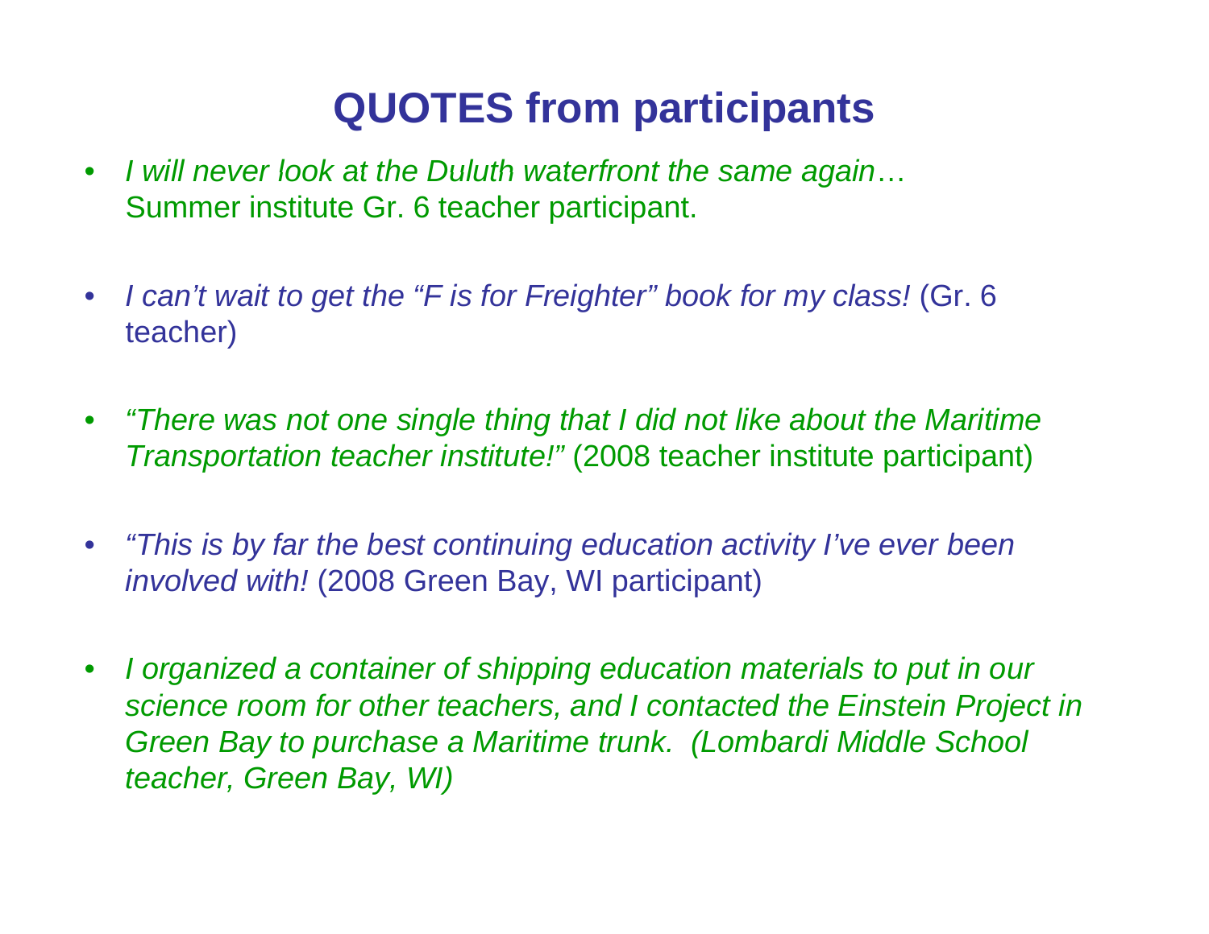# QUOTES from participants

- *I will never look at the Duluth waterfront the same again*… Summer institute Gr. 6 teacher participant.
- *I can't wait to get the "F is for Freighter" book for my class!* (Gr. 6 teacher)
- *"There was not one single thing that I did not like about the Maritime Transportation teacher institute!"* (2008 teacher institute participant)
- *"This is by far the best continuing education activity I've ever been involved with!* (2008 Green Bay, WI participant)
- *I organized a container of shipping education materials to put in our science room for other teachers, and I contacted the Einstein Project in Green Bay to purchase a Maritime trunk. (Lombardi Middle School teacher, Green Bay, WI)*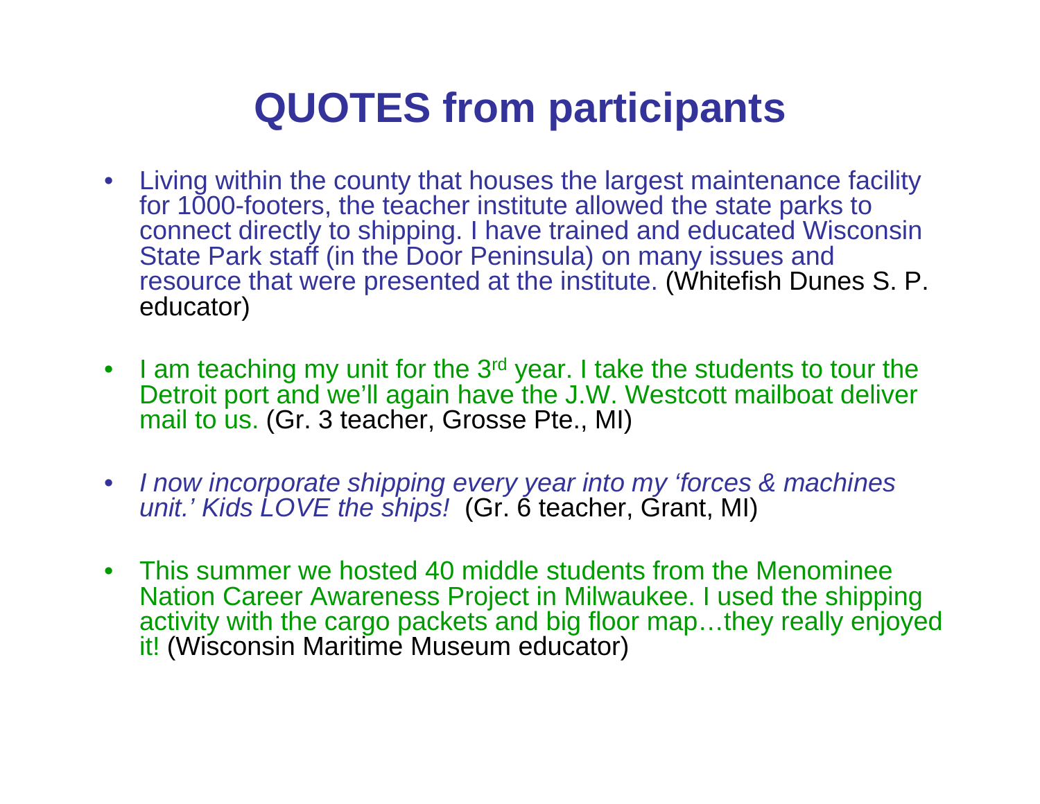# QUOTES from participants

- Living within the county that houses the largest maintenance facility for 1000-footers, the teacher institute allowed the state parks to connect directly to shipping. I have trained and educated Wisconsin State Park staff (in the Door Peninsula) on many issues and resource that were presented at the institute. (Whitefish Dunes S. P. educator)

- I am teaching my unit for the 3rd year. I take the students to tour the Detroit port and we'll again have the J.W. Westcott mailboat deliver mail to us. (Gr. 3 teacher, Grosse Pte., MI)

- *I now incorporate shipping every year into my 'forces & machines unit.' Kids LOVE the ships!* (Gr. 6 teacher, Grant, MI)

- This summer we hosted 40 middle students from the Menominee Nation Career Awareness Project in Milwaukee. I used the shipping activity with the cargo packets and big floor map…they really enjoyed it! (Wisconsin Maritime Museum educator)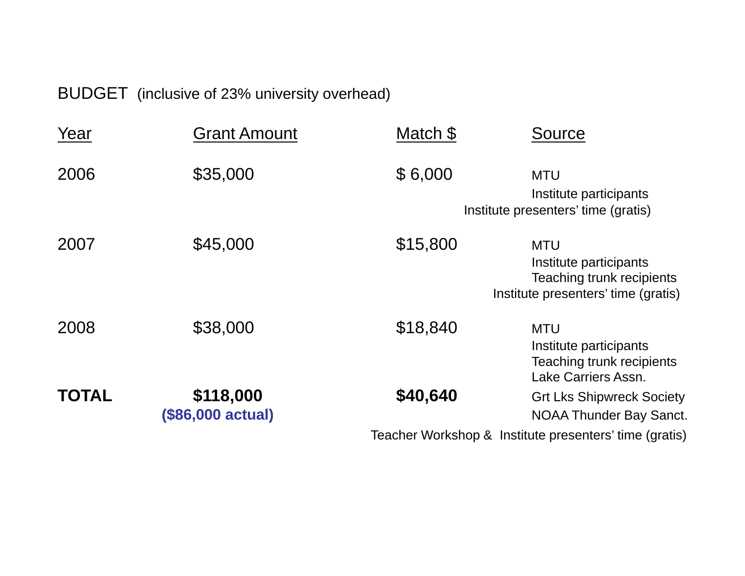BUDGET (inclusive of 23% university overhead)

| Year | Grant Amount | Match $ | Source |
| --- | --- | --- | --- |
| 2006 | $35,000 | $ 6,000 | MTU<br>Institute participants<br>Institute presenters' time (gratis) |
| 2007 | $45,000 | $15,800 | MTU<br>Institute participants<br>Teaching trunk recipients<br>Institute presenters' time (gratis) |
| 2008 | $38,000 | $18,840 | MTU<br>Institute participants<br>Teaching trunk recipients<br>Lake Carriers Assn.<br>Grt Lks Shipwreck Society<br>NOAA Thunder Bay Sanct.<br>Teacher Workshop & Institute presenters' time (gratis) |
| **TOTAL** | **$118,000**<br>**($86,000 actual)** | **$40,640** | |